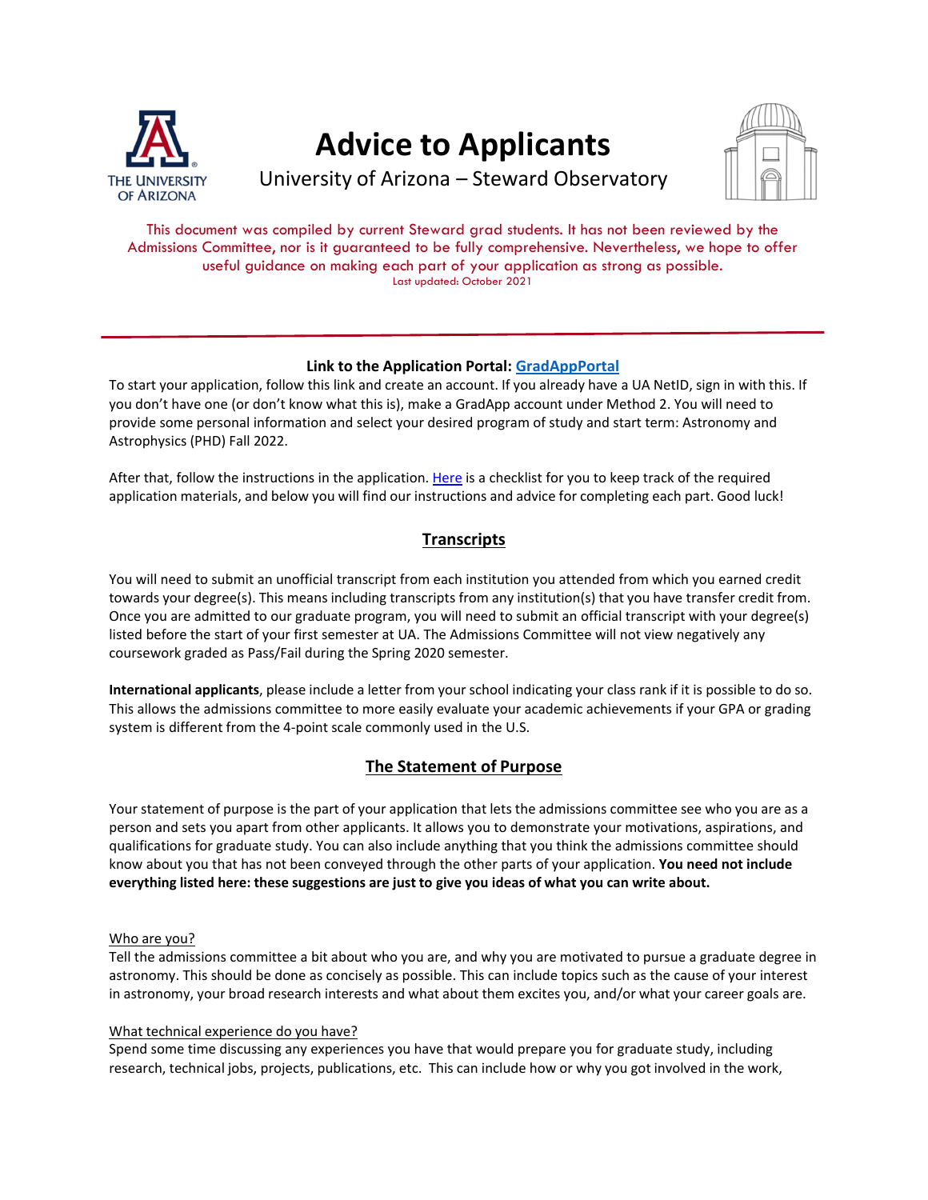# Advice to Applicants

University of Arizona – Steward Observatory

This document was compiled by current Steward grad students. It has not been reviewed by the Admissions Committee, nor is it guaranteed to be fully comprehensive. Nevertheless, we hope to offer useful guidance on making each part of your application as strong as possible.

Last updated: October 2021

---

**Link to the Application Portal: GradAppPortal**

To start your application, follow this link and create an account. If you already have a UA NetID, sign in with this. If you don't have one (or don't know what this is), make a GradApp account under Method 2. You will need to provide some personal information and select your desired program of study and start term: Astronomy and Astrophysics (PHD) Fall 2022.

After that, follow the instructions in the application. Here is a checklist for you to keep track of the required application materials, and below you will find our instructions and advice for completing each part. Good luck!

## Transcripts

You will need to submit an unofficial transcript from each institution you attended from which you earned credit towards your degree(s). This means including transcripts from any institution(s) that you have transfer credit from. Once you are admitted to our graduate program, you will need to submit an official transcript with your degree(s) listed before the start of your first semester at UA. The Admissions Committee will not view negatively any coursework graded as Pass/Fail during the Spring 2020 semester.

**International applicants**, please include a letter from your school indicating your class rank if it is possible to do so. This allows the admissions committee to more easily evaluate your academic achievements if your GPA or grading system is different from the 4-point scale commonly used in the U.S.

## The Statement of Purpose

Your statement of purpose is the part of your application that lets the admissions committee see who you are as a person and sets you apart from other applicants. It allows you to demonstrate your motivations, aspirations, and qualifications for graduate study. You can also include anything that you think the admissions committee should know about you that has not been conveyed through the other parts of your application. **You need not include everything listed here: these suggestions are just to give you ideas of what you can write about.**

### Who are you?

Tell the admissions committee a bit about who you are, and why you are motivated to pursue a graduate degree in astronomy. This should be done as concisely as possible. This can include topics such as the cause of your interest in astronomy, your broad research interests and what about them excites you, and/or what your career goals are.

### What technical experience do you have?

Spend some time discussing any experiences you have that would prepare you for graduate study, including research, technical jobs, projects, publications, etc. This can include how or why you got involved in the work,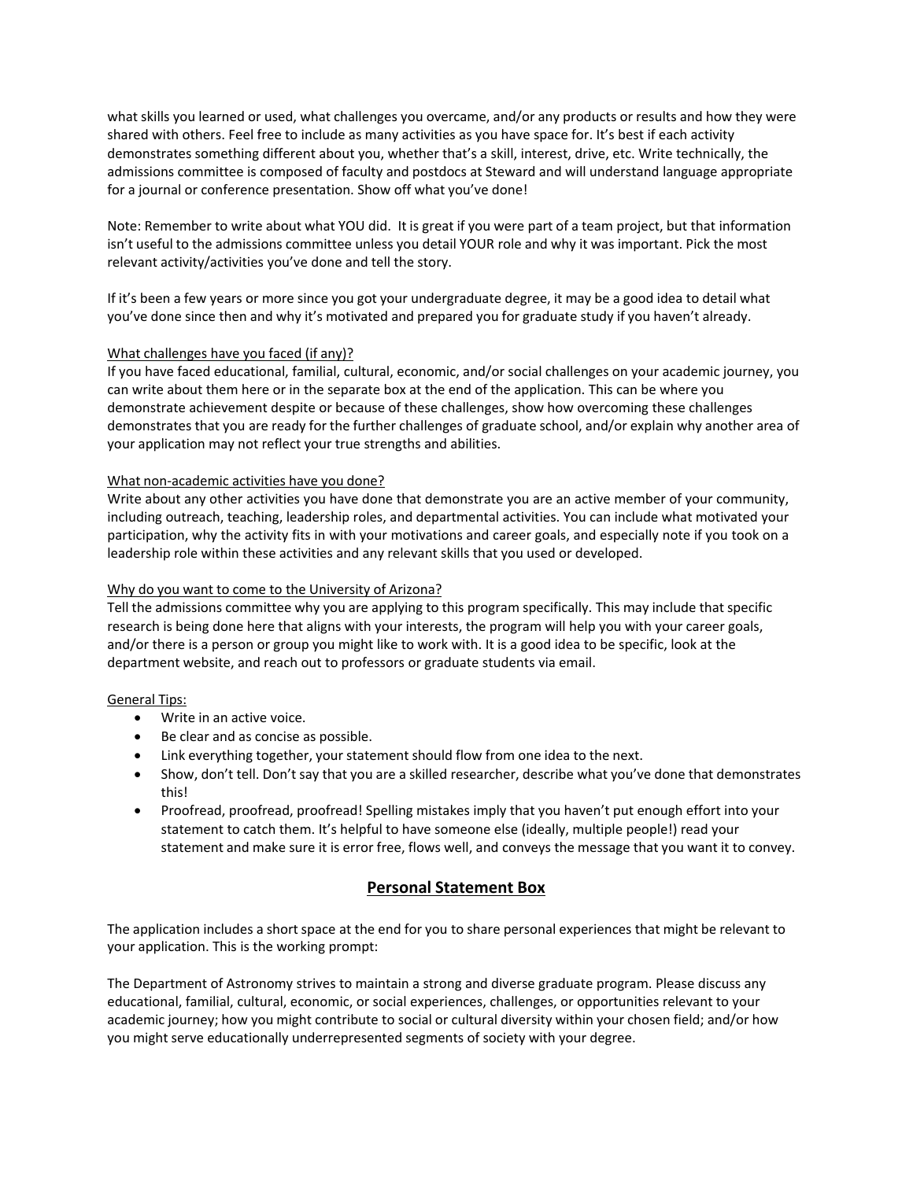what skills you learned or used, what challenges you overcame, and/or any products or results and how they were shared with others. Feel free to include as many activities as you have space for. It's best if each activity demonstrates something different about you, whether that's a skill, interest, drive, etc. Write technically, the admissions committee is composed of faculty and postdocs at Steward and will understand language appropriate for a journal or conference presentation. Show off what you've done!

Note: Remember to write about what YOU did. It is great if you were part of a team project, but that information isn't useful to the admissions committee unless you detail YOUR role and why it was important. Pick the most relevant activity/activities you've done and tell the story.

If it's been a few years or more since you got your undergraduate degree, it may be a good idea to detail what you've done since then and why it's motivated and prepared you for graduate study if you haven't already.

<u>What challenges have you faced (if any)?</u>
If you have faced educational, familial, cultural, economic, and/or social challenges on your academic journey, you can write about them here or in the separate box at the end of the application. This can be where you demonstrate achievement despite or because of these challenges, show how overcoming these challenges demonstrates that you are ready for the further challenges of graduate school, and/or explain why another area of your application may not reflect your true strengths and abilities.

<u>What non-academic activities have you done?</u>
Write about any other activities you have done that demonstrate you are an active member of your community, including outreach, teaching, leadership roles, and departmental activities. You can include what motivated your participation, why the activity fits in with your motivations and career goals, and especially note if you took on a leadership role within these activities and any relevant skills that you used or developed.

<u>Why do you want to come to the University of Arizona?</u>
Tell the admissions committee why you are applying to this program specifically. This may include that specific research is being done here that aligns with your interests, the program will help you with your career goals, and/or there is a person or group you might like to work with. It is a good idea to be specific, look at the department website, and reach out to professors or graduate students via email.

<u>General Tips:</u>

- Write in an active voice.
- Be clear and as concise as possible.
- Link everything together, your statement should flow from one idea to the next.
- Show, don't tell. Don't say that you are a skilled researcher, describe what you've done that demonstrates this!
- Proofread, proofread, proofread! Spelling mistakes imply that you haven't put enough effort into your statement to catch them. It's helpful to have someone else (ideally, multiple people!) read your statement and make sure it is error free, flows well, and conveys the message that you want it to convey.

## Personal Statement Box

The application includes a short space at the end for you to share personal experiences that might be relevant to your application. This is the working prompt:

The Department of Astronomy strives to maintain a strong and diverse graduate program. Please discuss any educational, familial, cultural, economic, or social experiences, challenges, or opportunities relevant to your academic journey; how you might contribute to social or cultural diversity within your chosen field; and/or how you might serve educationally underrepresented segments of society with your degree.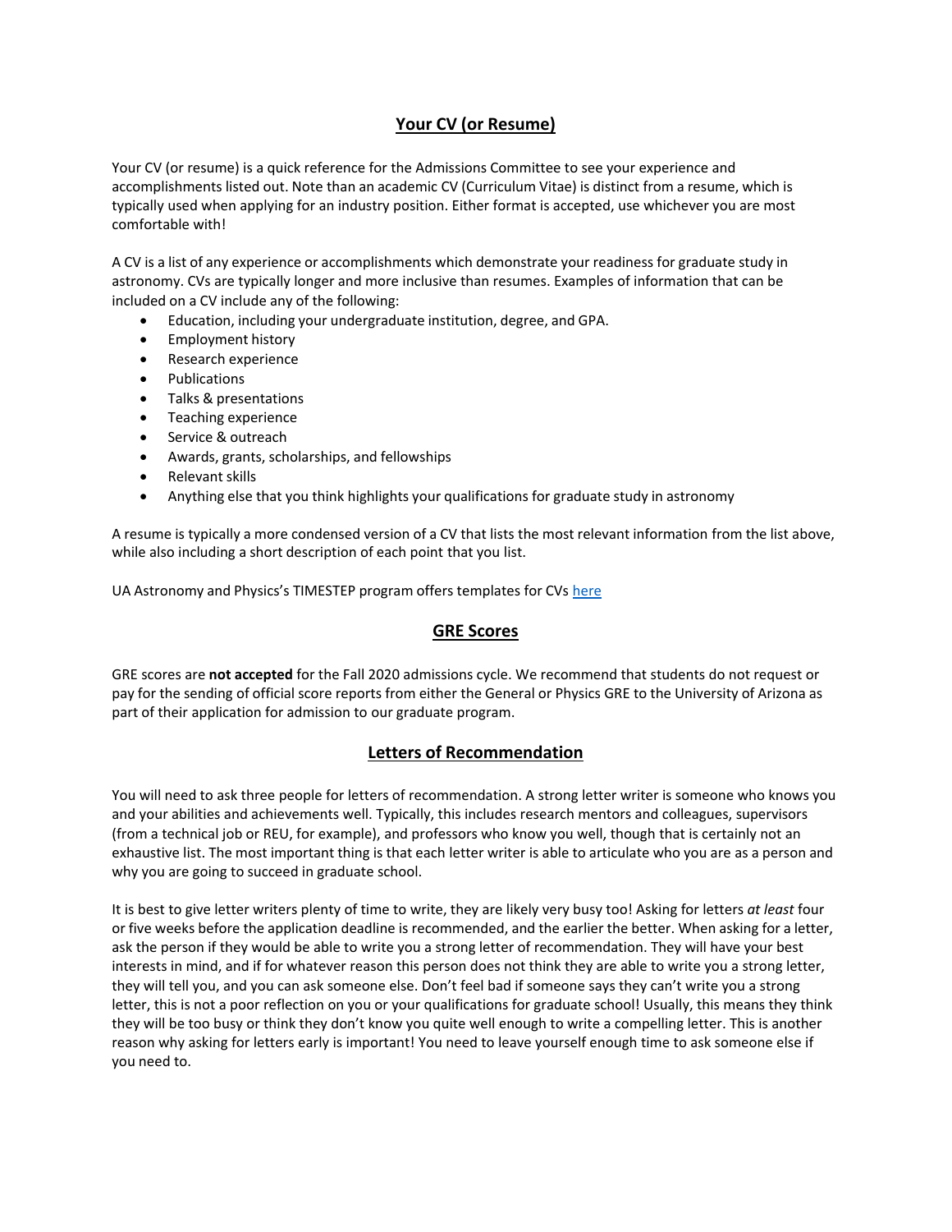## Your CV (or Resume)

Your CV (or resume) is a quick reference for the Admissions Committee to see your experience and accomplishments listed out. Note than an academic CV (Curriculum Vitae) is distinct from a resume, which is typically used when applying for an industry position. Either format is accepted, use whichever you are most comfortable with!

A CV is a list of any experience or accomplishments which demonstrate your readiness for graduate study in astronomy. CVs are typically longer and more inclusive than resumes. Examples of information that can be included on a CV include any of the following:

- Education, including your undergraduate institution, degree, and GPA.
- Employment history
- Research experience
- Publications
- Talks & presentations
- Teaching experience
- Service & outreach
- Awards, grants, scholarships, and fellowships
- Relevant skills
- Anything else that you think highlights your qualifications for graduate study in astronomy

A resume is typically a more condensed version of a CV that lists the most relevant information from the list above, while also including a short description of each point that you list.

UA Astronomy and Physics's TIMESTEP program offers templates for CVs here

## GRE Scores

GRE scores are **not accepted** for the Fall 2020 admissions cycle. We recommend that students do not request or pay for the sending of official score reports from either the General or Physics GRE to the University of Arizona as part of their application for admission to our graduate program.

## Letters of Recommendation

You will need to ask three people for letters of recommendation. A strong letter writer is someone who knows you and your abilities and achievements well. Typically, this includes research mentors and colleagues, supervisors (from a technical job or REU, for example), and professors who know you well, though that is certainly not an exhaustive list. The most important thing is that each letter writer is able to articulate who you are as a person and why you are going to succeed in graduate school.

It is best to give letter writers plenty of time to write, they are likely very busy too! Asking for letters *at least* four or five weeks before the application deadline is recommended, and the earlier the better. When asking for a letter, ask the person if they would be able to write you a strong letter of recommendation. They will have your best interests in mind, and if for whatever reason this person does not think they are able to write you a strong letter, they will tell you, and you can ask someone else. Don't feel bad if someone says they can't write you a strong letter, this is not a poor reflection on you or your qualifications for graduate school! Usually, this means they think they will be too busy or think they don't know you quite well enough to write a compelling letter. This is another reason why asking for letters early is important! You need to leave yourself enough time to ask someone else if you need to.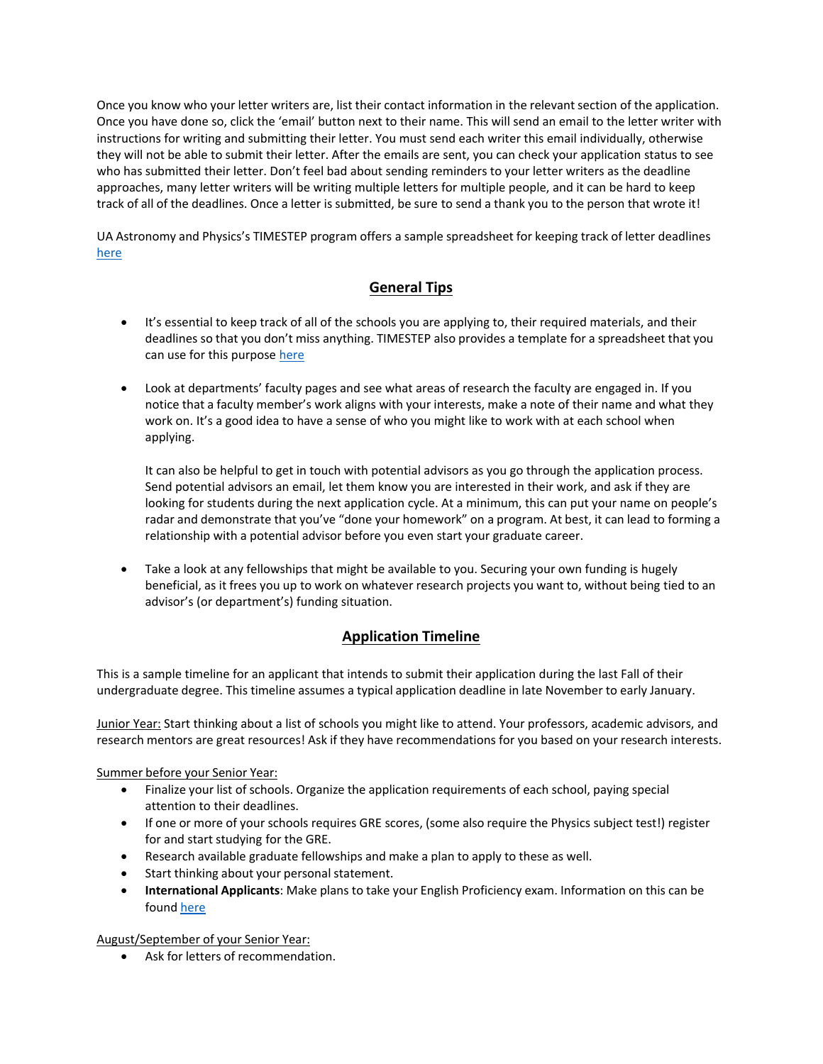Once you know who your letter writers are, list their contact information in the relevant section of the application. Once you have done so, click the 'email' button next to their name. This will send an email to the letter writer with instructions for writing and submitting their letter. You must send each writer this email individually, otherwise they will not be able to submit their letter. After the emails are sent, you can check your application status to see who has submitted their letter. Don't feel bad about sending reminders to your letter writers as the deadline approaches, many letter writers will be writing multiple letters for multiple people, and it can be hard to keep track of all of the deadlines. Once a letter is submitted, be sure to send a thank you to the person that wrote it!

UA Astronomy and Physics's TIMESTEP program offers a sample spreadsheet for keeping track of letter deadlines here

## General Tips

- It's essential to keep track of all of the schools you are applying to, their required materials, and their deadlines so that you don't miss anything. TIMESTEP also provides a template for a spreadsheet that you can use for this purpose here

- Look at departments' faculty pages and see what areas of research the faculty are engaged in. If you notice that a faculty member's work aligns with your interests, make a note of their name and what they work on. It's a good idea to have a sense of who you might like to work with at each school when applying.

  It can also be helpful to get in touch with potential advisors as you go through the application process. Send potential advisors an email, let them know you are interested in their work, and ask if they are looking for students during the next application cycle. At a minimum, this can put your name on people's radar and demonstrate that you've "done your homework" on a program. At best, it can lead to forming a relationship with a potential advisor before you even start your graduate career.

- Take a look at any fellowships that might be available to you. Securing your own funding is hugely beneficial, as it frees you up to work on whatever research projects you want to, without being tied to an advisor's (or department's) funding situation.

## Application Timeline

This is a sample timeline for an applicant that intends to submit their application during the last Fall of their undergraduate degree. This timeline assumes a typical application deadline in late November to early January.

Junior Year: Start thinking about a list of schools you might like to attend. Your professors, academic advisors, and research mentors are great resources! Ask if they have recommendations for you based on your research interests.

Summer before your Senior Year:

- Finalize your list of schools. Organize the application requirements of each school, paying special attention to their deadlines.
- If one or more of your schools requires GRE scores, (some also require the Physics subject test!) register for and start studying for the GRE.
- Research available graduate fellowships and make a plan to apply to these as well.
- Start thinking about your personal statement.
- **International Applicants**: Make plans to take your English Proficiency exam. Information on this can be found here

August/September of your Senior Year:

- Ask for letters of recommendation.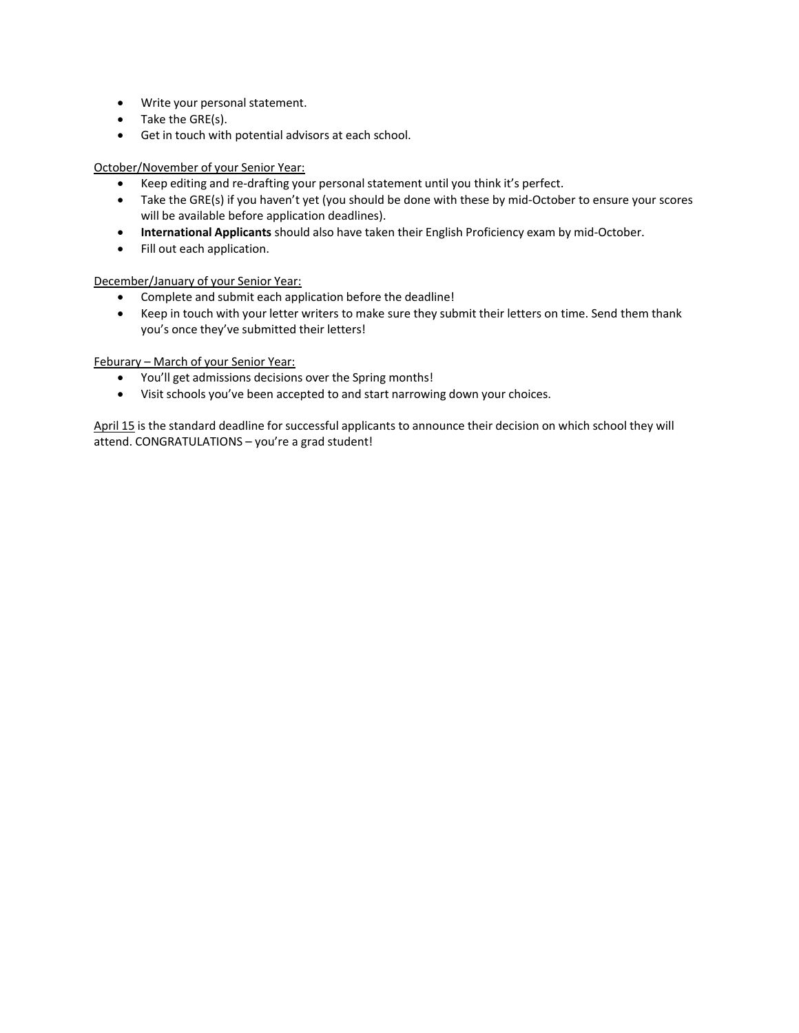- Write your personal statement.
- Take the GRE(s).
- Get in touch with potential advisors at each school.

<u>October/November of your Senior Year:</u>

- Keep editing and re-drafting your personal statement until you think it's perfect.
- Take the GRE(s) if you haven't yet (you should be done with these by mid-October to ensure your scores will be available before application deadlines).
- **International Applicants** should also have taken their English Proficiency exam by mid-October.
- Fill out each application.

<u>December/January of your Senior Year:</u>

- Complete and submit each application before the deadline!
- Keep in touch with your letter writers to make sure they submit their letters on time. Send them thank you's once they've submitted their letters!

<u>Feburary – March of your Senior Year:</u>

- You'll get admissions decisions over the Spring months!
- Visit schools you've been accepted to and start narrowing down your choices.

<u>April 15</u> is the standard deadline for successful applicants to announce their decision on which school they will attend. CONGRATULATIONS – you're a grad student!